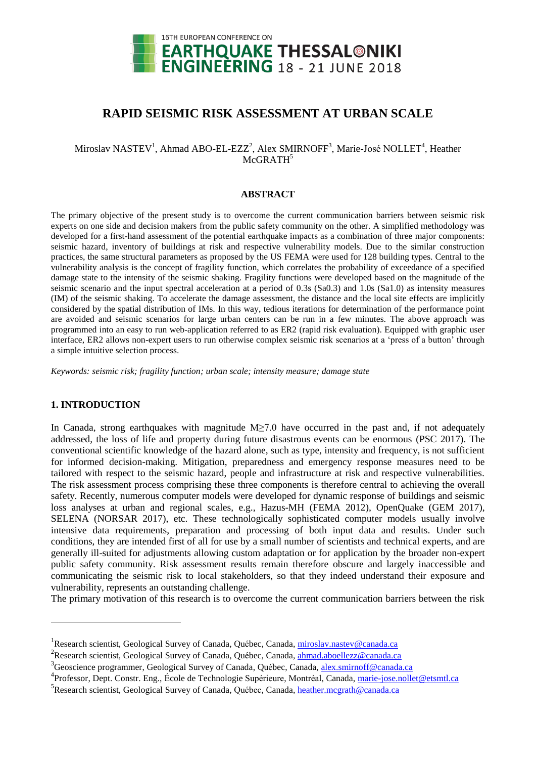# RAPID SEISMIC RISK ASSESSMENT AT URBAN SCALE

Miroslav NASTEV[1], Ahmad ABO-EL-EZZ[2], Alex SMIRNOFF[3], Marie-José NOLLET[4], Heather McGRATH[5]

## ABSTRACT

The primary objective of the present study is to overcome the current communication barriers between seismic risk experts on one side and decision makers from the public safety community on the other. A simplified methodology was developed for a first-hand assessment of the potential earthquake impacts as a combination of three major components: seismic hazard, inventory of buildings at risk and respective vulnerability models. Due to the similar construction practices, the same structural parameters as proposed by the US FEMA were used for 128 building types. Central to the vulnerability analysis is the concept of fragility function, which correlates the probability of exceedance of a specified damage state to the intensity of the seismic shaking. Fragility functions were developed based on the magnitude of the seismic scenario and the input spectral acceleration at a period of 0.3s (Sa0.3) and 1.0s (Sa1.0) as intensity measures (IM) of the seismic shaking. To accelerate the damage assessment, the distance and the local site effects are implicitly considered by the spatial distribution of IMs. In this way, tedious iterations for determination of the performance point are avoided and seismic scenarios for large urban centers can be run in a few minutes. The above approach was programmed into an easy to run web-application referred to as ER2 (rapid risk evaluation). Equipped with graphic user interface, ER2 allows non-expert users to run otherwise complex seismic risk scenarios at a 'press of a button' through a simple intuitive selection process.

*Keywords: seismic risk; fragility function; urban scale; intensity measure; damage state*

## 1. INTRODUCTION

In Canada, strong earthquakes with magnitude M≥7.0 have occurred in the past and, if not adequately addressed, the loss of life and property during future disastrous events can be enormous (PSC 2017). The conventional scientific knowledge of the hazard alone, such as type, intensity and frequency, is not sufficient for informed decision-making. Mitigation, preparedness and emergency response measures need to be tailored with respect to the seismic hazard, people and infrastructure at risk and respective vulnerabilities. The risk assessment process comprising these three components is therefore central to achieving the overall safety. Recently, numerous computer models were developed for dynamic response of buildings and seismic loss analyses at urban and regional scales, e.g., Hazus-MH (FEMA 2012), OpenQuake (GEM 2017), SELENA (NORSAR 2017), etc. These technologically sophisticated computer models usually involve intensive data requirements, preparation and processing of both input data and results. Under such conditions, they are intended first of all for use by a small number of scientists and technical experts, and are generally ill-suited for adjustments allowing custom adaptation or for application by the broader non-expert public safety community. Risk assessment results remain therefore obscure and largely inaccessible and communicating the seismic risk to local stakeholders, so that they indeed understand their exposure and vulnerability, represents an outstanding challenge.

The primary motivation of this research is to overcome the current communication barriers between the risk

---

[1]Research scientist, Geological Survey of Canada, Québec, Canada, miroslav.nastev@canada.ca

[2]Research scientist, Geological Survey of Canada, Québec, Canada, ahmad.aboellezz@canada.ca

[3]Geoscience programmer, Geological Survey of Canada, Québec, Canada, alex.smirnoff@canada.ca

[4]Professor, Dept. Constr. Eng., École de Technologie Supérieure, Montréal, Canada, marie-jose.nollet@etsmtl.ca

[5]Research scientist, Geological Survey of Canada, Québec, Canada, heather.mcgrath@canada.ca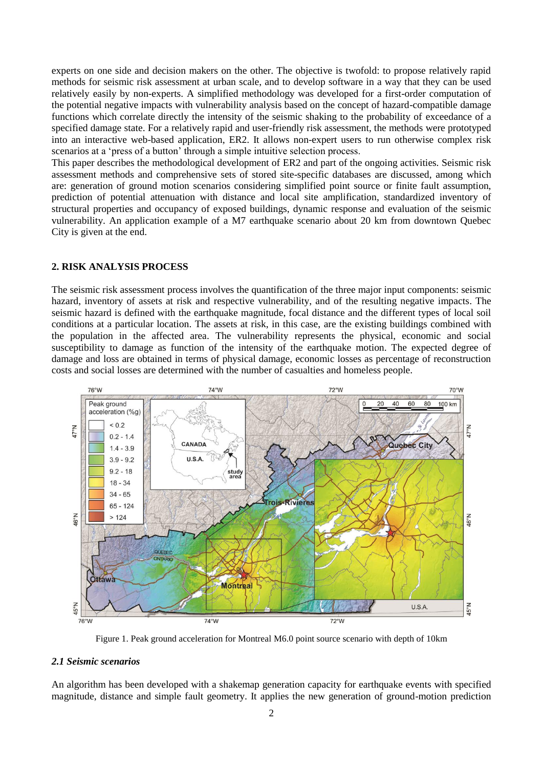experts on one side and decision makers on the other. The objective is twofold: to propose relatively rapid methods for seismic risk assessment at urban scale, and to develop software in a way that they can be used relatively easily by non-experts. A simplified methodology was developed for a first-order computation of the potential negative impacts with vulnerability analysis based on the concept of hazard-compatible damage functions which correlate directly the intensity of the seismic shaking to the probability of exceedance of a specified damage state. For a relatively rapid and user-friendly risk assessment, the methods were prototyped into an interactive web-based application, ER2. It allows non-expert users to run otherwise complex risk scenarios at a 'press of a button' through a simple intuitive selection process.

This paper describes the methodological development of ER2 and part of the ongoing activities. Seismic risk assessment methods and comprehensive sets of stored site-specific databases are discussed, among which are: generation of ground motion scenarios considering simplified point source or finite fault assumption, prediction of potential attenuation with distance and local site amplification, standardized inventory of structural properties and occupancy of exposed buildings, dynamic response and evaluation of the seismic vulnerability. An application example of a M7 earthquake scenario about 20 km from downtown Quebec City is given at the end.

## 2. RISK ANALYSIS PROCESS

The seismic risk assessment process involves the quantification of the three major input components: seismic hazard, inventory of assets at risk and respective vulnerability, and of the resulting negative impacts. The seismic hazard is defined with the earthquake magnitude, focal distance and the different types of local soil conditions at a particular location. The assets at risk, in this case, are the existing buildings combined with the population in the affected area. The vulnerability represents the physical, economic and social susceptibility to damage as function of the intensity of the earthquake motion. The expected degree of damage and loss are obtained in terms of physical damage, economic losses as percentage of reconstruction costs and social losses are determined with the number of casualties and homeless people.

Figure 1. Peak ground acceleration for Montreal M6.0 point source scenario with depth of 10km

### *2.1 Seismic scenarios*

An algorithm has been developed with a shakemap generation capacity for earthquake events with specified magnitude, distance and simple fault geometry. It applies the new generation of ground-motion prediction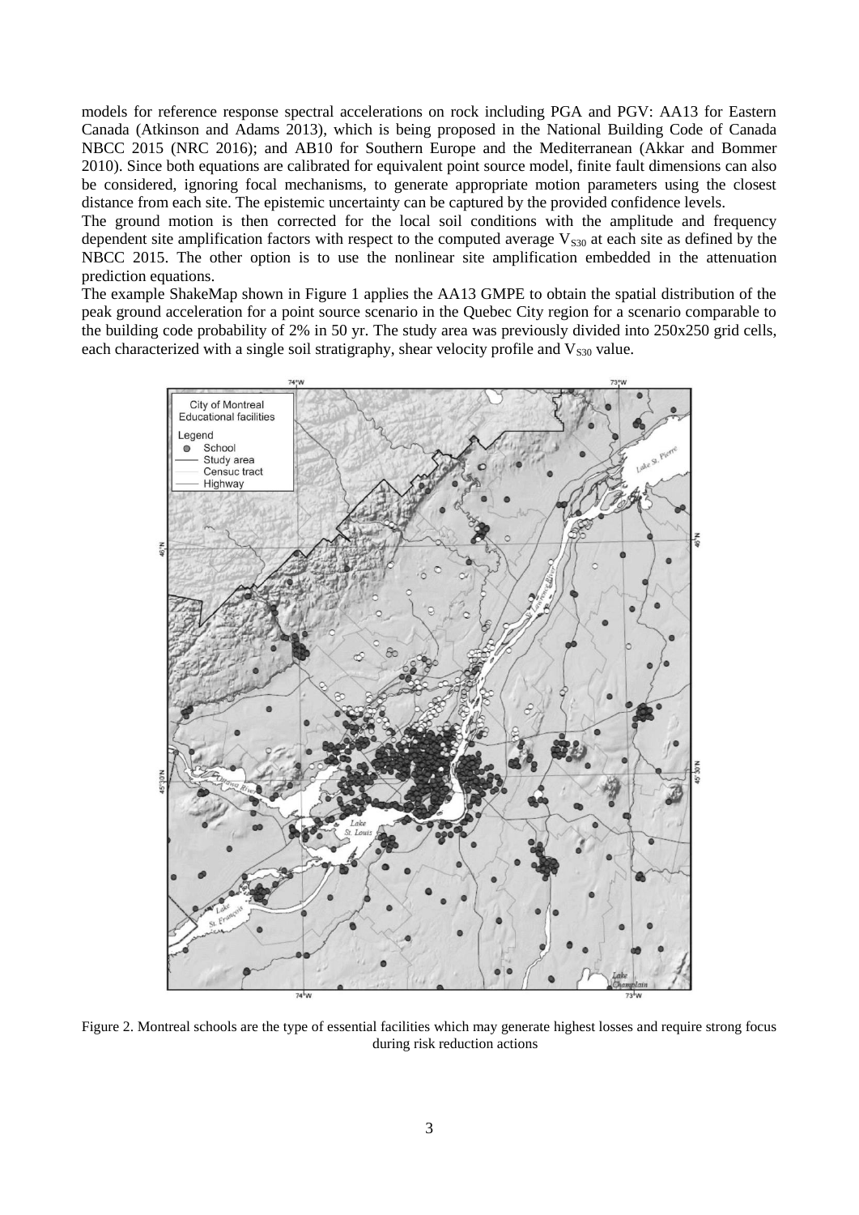models for reference response spectral accelerations on rock including PGA and PGV: AA13 for Eastern Canada (Atkinson and Adams 2013), which is being proposed in the National Building Code of Canada NBCC 2015 (NRC 2016); and AB10 for Southern Europe and the Mediterranean (Akkar and Bommer 2010). Since both equations are calibrated for equivalent point source model, finite fault dimensions can also be considered, ignoring focal mechanisms, to generate appropriate motion parameters using the closest distance from each site. The epistemic uncertainty can be captured by the provided confidence levels.

The ground motion is then corrected for the local soil conditions with the amplitude and frequency dependent site amplification factors with respect to the computed average $V_{S30}$ at each site as defined by the NBCC 2015. The other option is to use the nonlinear site amplification embedded in the attenuation prediction equations.

The example ShakeMap shown in Figure 1 applies the AA13 GMPE to obtain the spatial distribution of the peak ground acceleration for a point source scenario in the Quebec City region for a scenario comparable to the building code probability of 2% in 50 yr. The study area was previously divided into 250x250 grid cells, each characterized with a single soil stratigraphy, shear velocity profile and $V_{S30}$ value.

Figure 2. Montreal schools are the type of essential facilities which may generate highest losses and require strong focus during risk reduction actions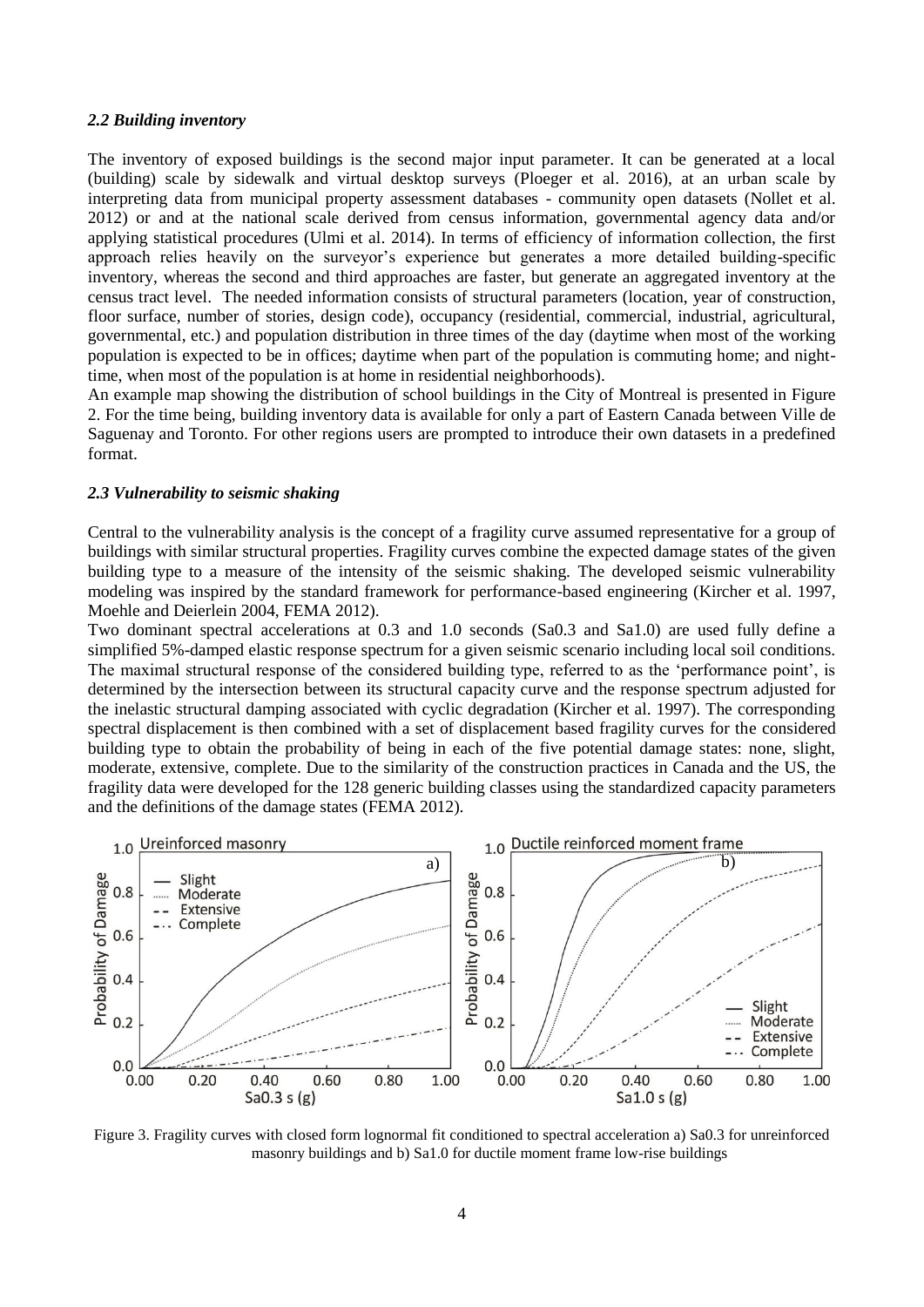### *2.2 Building inventory*

The inventory of exposed buildings is the second major input parameter. It can be generated at a local (building) scale by sidewalk and virtual desktop surveys (Ploeger et al. 2016), at an urban scale by interpreting data from municipal property assessment databases - community open datasets (Nollet et al. 2012) or and at the national scale derived from census information, governmental agency data and/or applying statistical procedures (Ulmi et al. 2014). In terms of efficiency of information collection, the first approach relies heavily on the surveyor's experience but generates a more detailed building-specific inventory, whereas the second and third approaches are faster, but generate an aggregated inventory at the census tract level. The needed information consists of structural parameters (location, year of construction, floor surface, number of stories, design code), occupancy (residential, commercial, industrial, agricultural, governmental, etc.) and population distribution in three times of the day (daytime when most of the working population is expected to be in offices; daytime when part of the population is commuting home; and night-time, when most of the population is at home in residential neighborhoods).

An example map showing the distribution of school buildings in the City of Montreal is presented in Figure 2. For the time being, building inventory data is available for only a part of Eastern Canada between Ville de Saguenay and Toronto. For other regions users are prompted to introduce their own datasets in a predefined format.

### *2.3 Vulnerability to seismic shaking*

Central to the vulnerability analysis is the concept of a fragility curve assumed representative for a group of buildings with similar structural properties. Fragility curves combine the expected damage states of the given building type to a measure of the intensity of the seismic shaking. The developed seismic vulnerability modeling was inspired by the standard framework for performance-based engineering (Kircher et al. 1997, Moehle and Deierlein 2004, FEMA 2012).

Two dominant spectral accelerations at 0.3 and 1.0 seconds (Sa0.3 and Sa1.0) are used fully define a simplified 5%-damped elastic response spectrum for a given seismic scenario including local soil conditions. The maximal structural response of the considered building type, referred to as the 'performance point', is determined by the intersection between its structural capacity curve and the response spectrum adjusted for the inelastic structural damping associated with cyclic degradation (Kircher et al. 1997). The corresponding spectral displacement is then combined with a set of displacement based fragility curves for the considered building type to obtain the probability of being in each of the five potential damage states: none, slight, moderate, extensive, complete. Due to the similarity of the construction practices in Canada and the US, the fragility data were developed for the 128 generic building classes using the standardized capacity parameters and the definitions of the damage states (FEMA 2012).

Figure 3. Fragility curves with closed form lognormal fit conditioned to spectral acceleration a) Sa0.3 for unreinforced masonry buildings and b) Sa1.0 for ductile moment frame low-rise buildings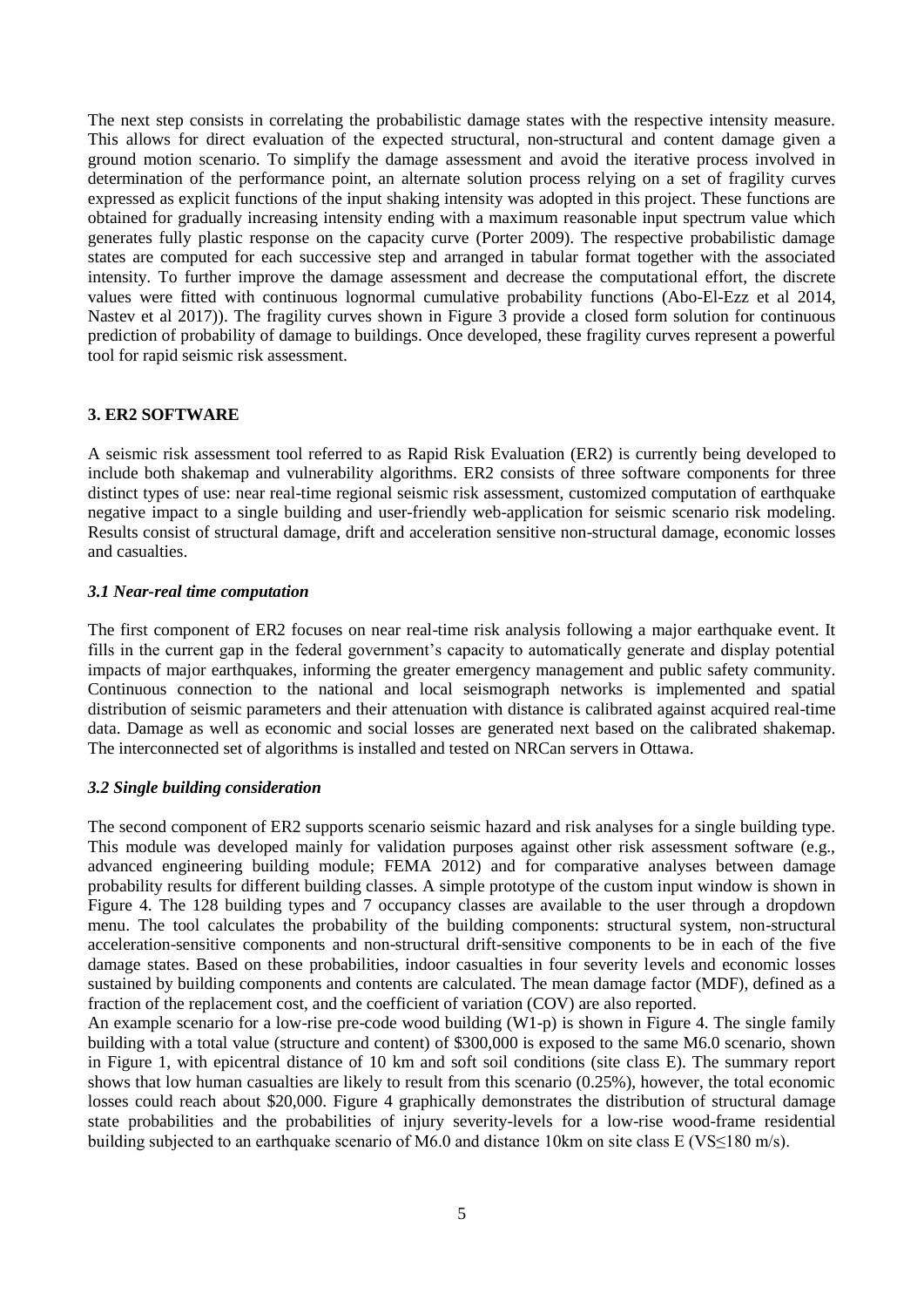The next step consists in correlating the probabilistic damage states with the respective intensity measure. This allows for direct evaluation of the expected structural, non-structural and content damage given a ground motion scenario. To simplify the damage assessment and avoid the iterative process involved in determination of the performance point, an alternate solution process relying on a set of fragility curves expressed as explicit functions of the input shaking intensity was adopted in this project. These functions are obtained for gradually increasing intensity ending with a maximum reasonable input spectrum value which generates fully plastic response on the capacity curve (Porter 2009). The respective probabilistic damage states are computed for each successive step and arranged in tabular format together with the associated intensity. To further improve the damage assessment and decrease the computational effort, the discrete values were fitted with continuous lognormal cumulative probability functions (Abo-El-Ezz et al 2014, Nastev et al 2017)). The fragility curves shown in Figure 3 provide a closed form solution for continuous prediction of probability of damage to buildings. Once developed, these fragility curves represent a powerful tool for rapid seismic risk assessment.

## 3. ER2 SOFTWARE

A seismic risk assessment tool referred to as Rapid Risk Evaluation (ER2) is currently being developed to include both shakemap and vulnerability algorithms. ER2 consists of three software components for three distinct types of use: near real-time regional seismic risk assessment, customized computation of earthquake negative impact to a single building and user-friendly web-application for seismic scenario risk modeling. Results consist of structural damage, drift and acceleration sensitive non-structural damage, economic losses and casualties.

### *3.1 Near-real time computation*

The first component of ER2 focuses on near real-time risk analysis following a major earthquake event. It fills in the current gap in the federal government's capacity to automatically generate and display potential impacts of major earthquakes, informing the greater emergency management and public safety community. Continuous connection to the national and local seismograph networks is implemented and spatial distribution of seismic parameters and their attenuation with distance is calibrated against acquired real-time data. Damage as well as economic and social losses are generated next based on the calibrated shakemap. The interconnected set of algorithms is installed and tested on NRCan servers in Ottawa.

### *3.2 Single building consideration*

The second component of ER2 supports scenario seismic hazard and risk analyses for a single building type. This module was developed mainly for validation purposes against other risk assessment software (e.g., advanced engineering building module; FEMA 2012) and for comparative analyses between damage probability results for different building classes. A simple prototype of the custom input window is shown in Figure 4. The 128 building types and 7 occupancy classes are available to the user through a dropdown menu. The tool calculates the probability of the building components: structural system, non-structural acceleration-sensitive components and non-structural drift-sensitive components to be in each of the five damage states. Based on these probabilities, indoor casualties in four severity levels and economic losses sustained by building components and contents are calculated. The mean damage factor (MDF), defined as a fraction of the replacement cost, and the coefficient of variation (COV) are also reported.

An example scenario for a low-rise pre-code wood building (W1-p) is shown in Figure 4. The single family building with a total value (structure and content) of \$300,000 is exposed to the same M6.0 scenario, shown in Figure 1, with epicentral distance of 10 km and soft soil conditions (site class E). The summary report shows that low human casualties are likely to result from this scenario (0.25%), however, the total economic losses could reach about \$20,000. Figure 4 graphically demonstrates the distribution of structural damage state probabilities and the probabilities of injury severity-levels for a low-rise wood-frame residential building subjected to an earthquake scenario of M6.0 and distance 10km on site class E ($V_S \leq 180$ m/s).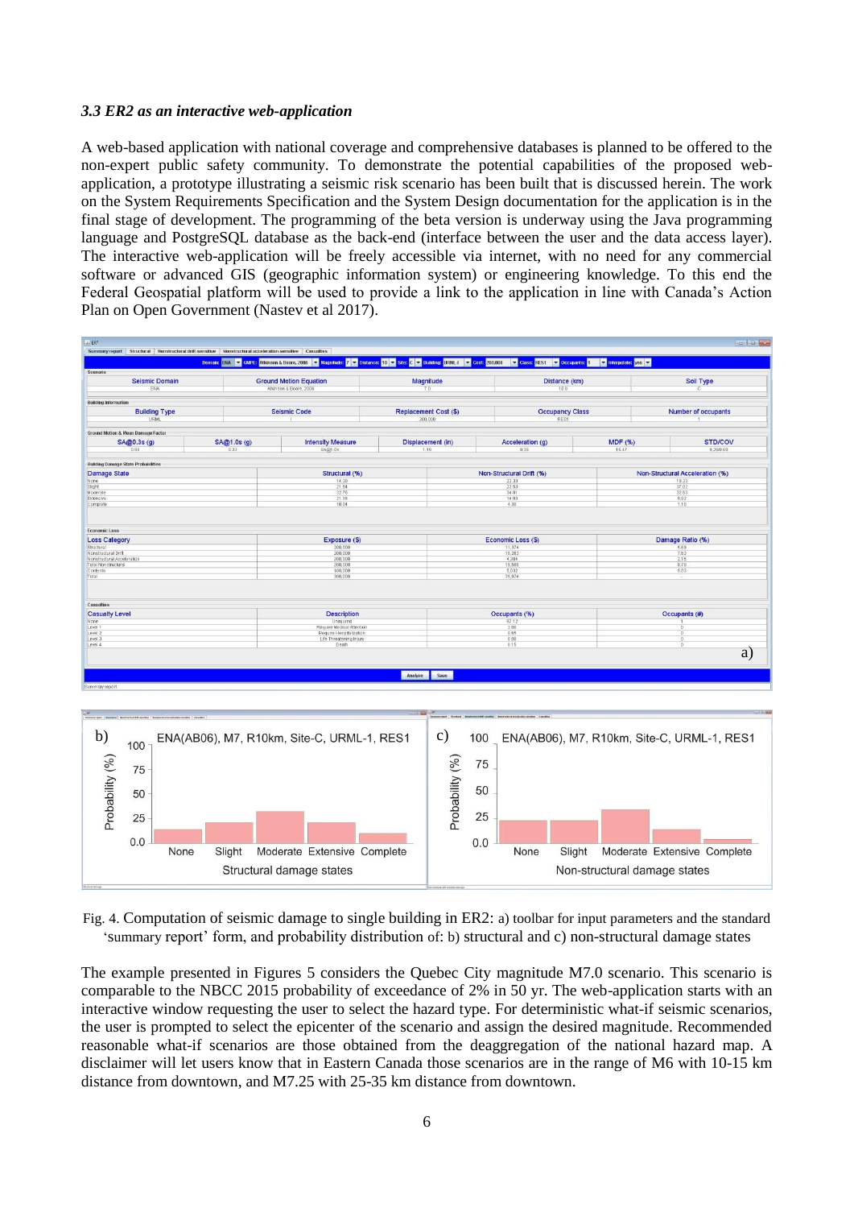### *3.3 ER2 as an interactive web-application*

A web-based application with national coverage and comprehensive databases is planned to be offered to the non-expert public safety community. To demonstrate the potential capabilities of the proposed web-application, a prototype illustrating a seismic risk scenario has been built that is discussed herein. The work on the System Requirements Specification and the System Design documentation for the application is in the final stage of development. The programming of the beta version is underway using the Java programming language and PostgreSQL database as the back-end (interface between the user and the data access layer). The interactive web-application will be freely accessible via internet, with no need for any commercial software or advanced GIS (geographic information system) or engineering knowledge. To this end the Federal Geospatial platform will be used to provide a link to the application in line with Canada's Action Plan on Open Government (Nastev et al 2017).

Fig. 4. Computation of seismic damage to single building in ER2: a) toolbar for input parameters and the standard 'summary report' form, and probability distribution of: b) structural and c) non-structural damage states

The example presented in Figures 5 considers the Quebec City magnitude M7.0 scenario. This scenario is comparable to the NBCC 2015 probability of exceedance of 2% in 50 yr. The web-application starts with an interactive window requesting the user to select the hazard type. For deterministic what-if seismic scenarios, the user is prompted to select the epicenter of the scenario and assign the desired magnitude. Recommended reasonable what-if scenarios are those obtained from the deaggregation of the national hazard map. A disclaimer will let users know that in Eastern Canada those scenarios are in the range of M6 with 10-15 km distance from downtown, and M7.25 with 25-35 km distance from downtown.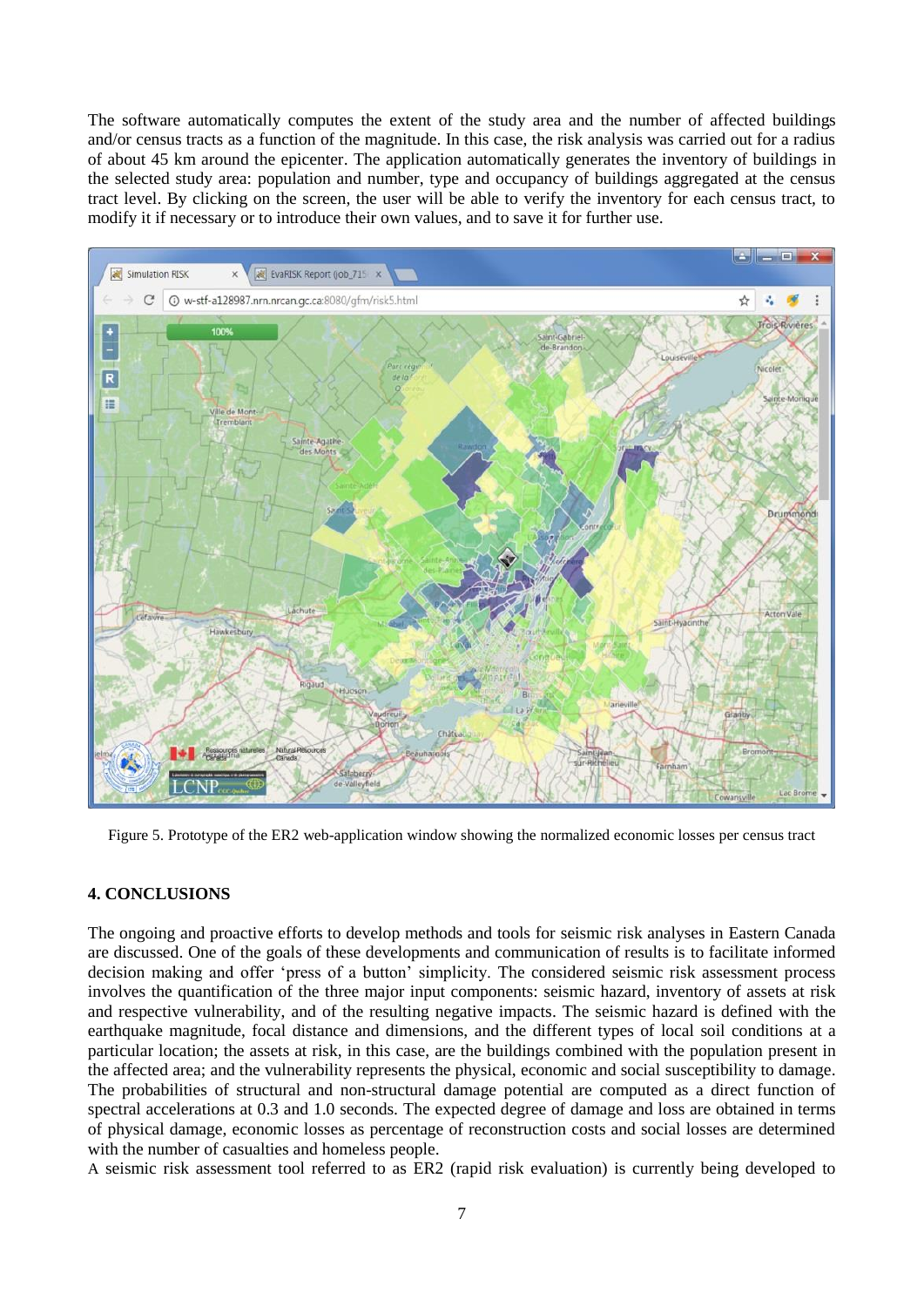The software automatically computes the extent of the study area and the number of affected buildings and/or census tracts as a function of the magnitude. In this case, the risk analysis was carried out for a radius of about 45 km around the epicenter. The application automatically generates the inventory of buildings in the selected study area: population and number, type and occupancy of buildings aggregated at the census tract level. By clicking on the screen, the user will be able to verify the inventory for each census tract, to modify it if necessary or to introduce their own values, and to save it for further use.

Figure 5. Prototype of the ER2 web-application window showing the normalized economic losses per census tract

## 4. CONCLUSIONS

The ongoing and proactive efforts to develop methods and tools for seismic risk analyses in Eastern Canada are discussed. One of the goals of these developments and communication of results is to facilitate informed decision making and offer 'press of a button' simplicity. The considered seismic risk assessment process involves the quantification of the three major input components: seismic hazard, inventory of assets at risk and respective vulnerability, and of the resulting negative impacts. The seismic hazard is defined with the earthquake magnitude, focal distance and dimensions, and the different types of local soil conditions at a particular location; the assets at risk, in this case, are the buildings combined with the population present in the affected area; and the vulnerability represents the physical, economic and social susceptibility to damage. The probabilities of structural and non-structural damage potential are computed as a direct function of spectral accelerations at 0.3 and 1.0 seconds. The expected degree of damage and loss are obtained in terms of physical damage, economic losses as percentage of reconstruction costs and social losses are determined with the number of casualties and homeless people.

A seismic risk assessment tool referred to as ER2 (rapid risk evaluation) is currently being developed to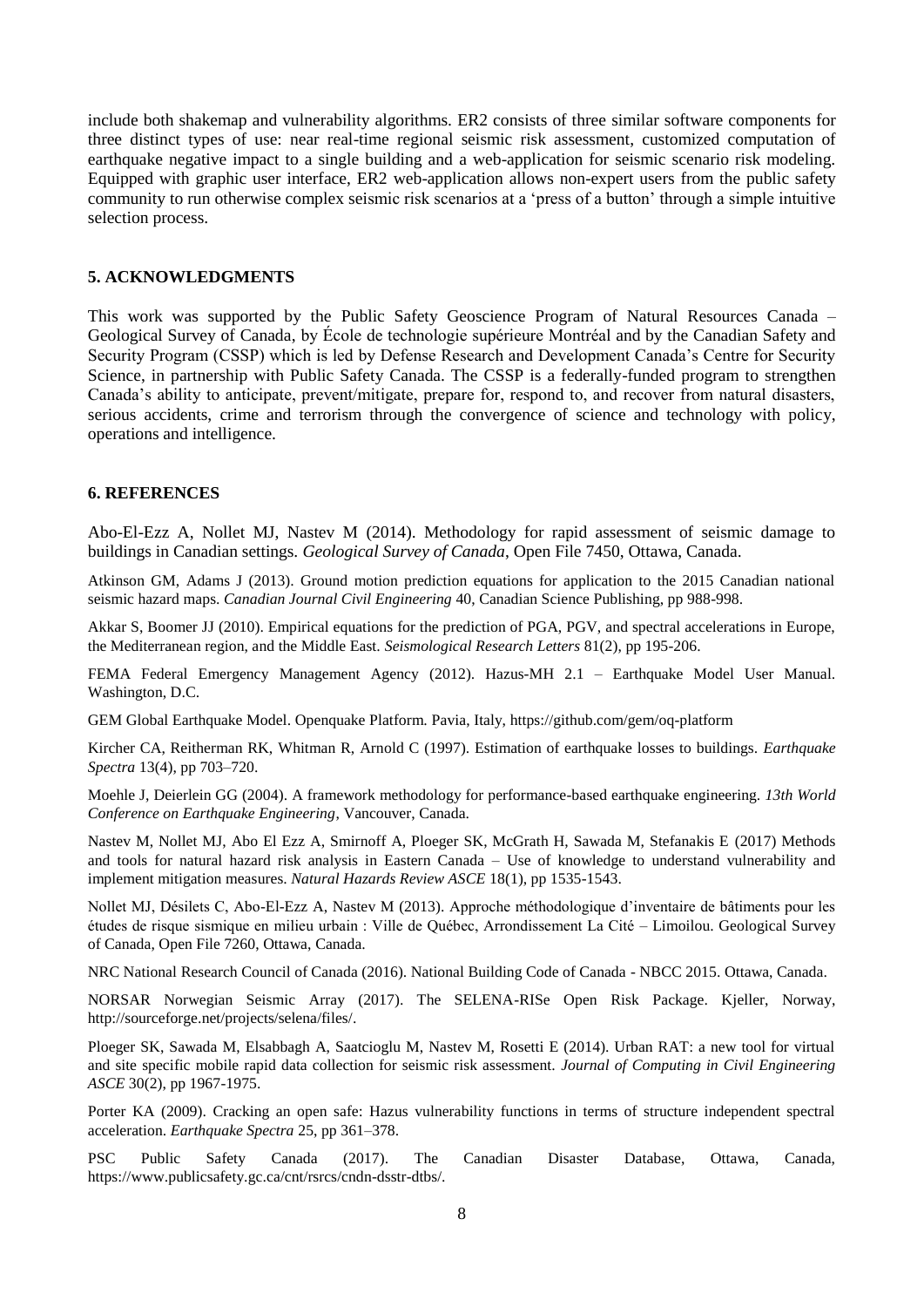include both shakemap and vulnerability algorithms. ER2 consists of three similar software components for three distinct types of use: near real-time regional seismic risk assessment, customized computation of earthquake negative impact to a single building and a web-application for seismic scenario risk modeling. Equipped with graphic user interface, ER2 web-application allows non-expert users from the public safety community to run otherwise complex seismic risk scenarios at a 'press of a button' through a simple intuitive selection process.

## 5. ACKNOWLEDGMENTS

This work was supported by the Public Safety Geoscience Program of Natural Resources Canada – Geological Survey of Canada, by École de technologie supérieure Montréal and by the Canadian Safety and Security Program (CSSP) which is led by Defense Research and Development Canada's Centre for Security Science, in partnership with Public Safety Canada. The CSSP is a federally-funded program to strengthen Canada's ability to anticipate, prevent/mitigate, prepare for, respond to, and recover from natural disasters, serious accidents, crime and terrorism through the convergence of science and technology with policy, operations and intelligence.

## 6. REFERENCES

Abo-El-Ezz A, Nollet MJ, Nastev M (2014). Methodology for rapid assessment of seismic damage to buildings in Canadian settings. *Geological Survey of Canada*, Open File 7450, Ottawa, Canada.

Atkinson GM, Adams J (2013). Ground motion prediction equations for application to the 2015 Canadian national seismic hazard maps. *Canadian Journal Civil Engineering* 40, Canadian Science Publishing, pp 988-998.

Akkar S, Boomer JJ (2010). Empirical equations for the prediction of PGA, PGV, and spectral accelerations in Europe, the Mediterranean region, and the Middle East. *Seismological Research Letters* 81(2), pp 195-206.

FEMA Federal Emergency Management Agency (2012). Hazus-MH 2.1 – Earthquake Model User Manual. Washington, D.C.

GEM Global Earthquake Model. Openquake Platform. Pavia, Italy, https://github.com/gem/oq-platform

Kircher CA, Reitherman RK, Whitman R, Arnold C (1997). Estimation of earthquake losses to buildings. *Earthquake Spectra* 13(4), pp 703–720.

Moehle J, Deierlein GG (2004). A framework methodology for performance-based earthquake engineering. *13th World Conference on Earthquake Engineering*, Vancouver, Canada.

Nastev M, Nollet MJ, Abo El Ezz A, Smirnoff A, Ploeger SK, McGrath H, Sawada M, Stefanakis E (2017) Methods and tools for natural hazard risk analysis in Eastern Canada – Use of knowledge to understand vulnerability and implement mitigation measures. *Natural Hazards Review ASCE* 18(1), pp 1535-1543.

Nollet MJ, Désilets C, Abo-El-Ezz A, Nastev M (2013). Approche méthodologique d'inventaire de bâtiments pour les études de risque sismique en milieu urbain : Ville de Québec, Arrondissement La Cité – Limoilou. Geological Survey of Canada, Open File 7260, Ottawa, Canada.

NRC National Research Council of Canada (2016). National Building Code of Canada - NBCC 2015. Ottawa, Canada.

NORSAR Norwegian Seismic Array (2017). The SELENA-RISe Open Risk Package. Kjeller, Norway, http://sourceforge.net/projects/selena/files/.

Ploeger SK, Sawada M, Elsabbagh A, Saatcioglu M, Nastev M, Rosetti E (2014). Urban RAT: a new tool for virtual and site specific mobile rapid data collection for seismic risk assessment. *Journal of Computing in Civil Engineering ASCE* 30(2), pp 1967-1975.

Porter KA (2009). Cracking an open safe: Hazus vulnerability functions in terms of structure independent spectral acceleration. *Earthquake Spectra* 25, pp 361–378.

PSC Public Safety Canada (2017). The Canadian Disaster Database, Ottawa, Canada, https://www.publicsafety.gc.ca/cnt/rsrcs/cndn-dsstr-dtbs/.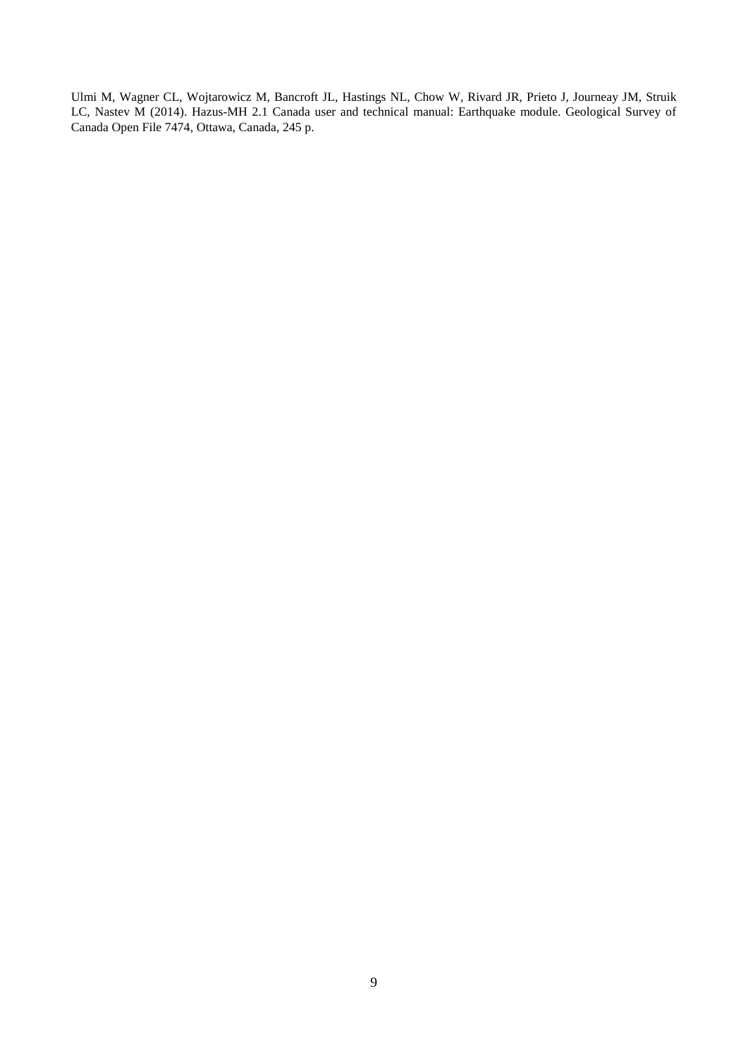Ulmi M, Wagner CL, Wojtarowicz M, Bancroft JL, Hastings NL, Chow W, Rivard JR, Prieto J, Journeay JM, Struik LC, Nastev M (2014). Hazus-MH 2.1 Canada user and technical manual: Earthquake module. Geological Survey of Canada Open File 7474, Ottawa, Canada, 245 p.